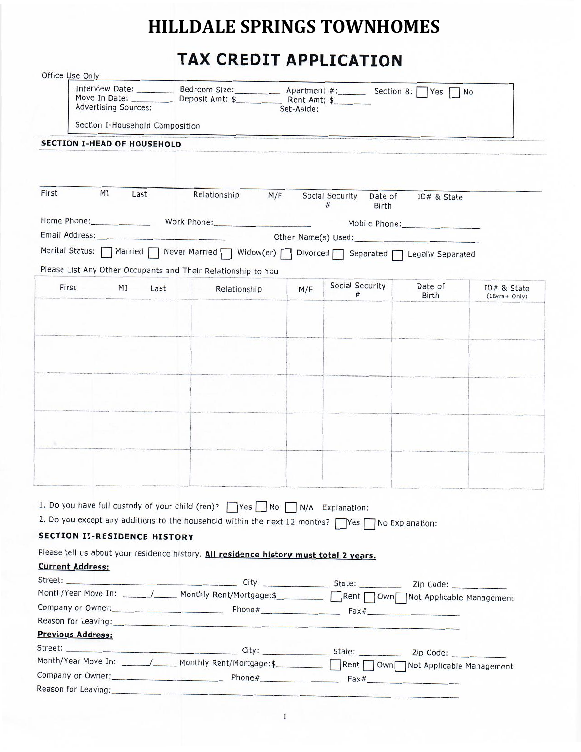# HILLDALE SPRINGS TOWNHOMES

## TAX CREDIT APPLICATION

Office Use Only

Interview Date: ________ Bedroom Size:_________ Apartment #:______ Section 8: ☐ Yes ☐ No
Move In Date: ________ Deposit Amt: $_________ Rent Amt; $________
Advertising Sources: Set-Aside:

Section I-Household Composition

### SECTION I-HEAD OF HOUSEHOLD

| First | MI | Last | Relationship | M/F | Social Security # | Date of Birth | ID# & State |
|---|---|---|---|---|---|---|---|
| | | | | | | | |

Home Phone:_____________ Work Phone:____________________ Mobile Phone:_________________

Email Address:___________________________ Other Name(s) Used:___________________________

Marital Status: ☐ Married ☐ Never Married ☐ Widow(er) ☐ Divorced ☐ Separated ☐ Legally Separated

Please List Any Other Occupants and Their Relationship to You

| First | MI | Last | Relationship | M/F | Social Security # | Date of Birth | ID# & State (18yrs+ Only) |
|---|---|---|---|---|---|---|---|
| | | | | | | | |
| | | | | | | | |
| | | | | | | | |
| | | | | | | | |
| | | | | | | | |

1. Do you have full custody of your child (ren)? ☐ Yes ☐ No ☐ N/A Explanation:
2. Do you except any additions to the household within the next 12 months? ☐ Yes ☐ No Explanation:

### SECTION II-RESIDENCE HISTORY

Please tell us about your residence history. **All residence history must total 2 years.**

**Current Address:**

Street: ______________________________ City: ____________ State: ________ Zip Code: ___________

Month/Year Move In: _____/_____ Monthly Rent/Mortgage:$_________ ☐ Rent ☐ Own ☐ Not Applicable Management

Company or Owner:______________________ Phone#_______________ Fax#__________________

Reason for Leaving:_______________________________________________________________

**Previous Address:**

Street: ______________________________ City: ____________ State: ________ Zip Code: ___________

Month/Year Move In: _____/_____ Monthly Rent/Mortgage:$_________ ☐ Rent ☐ Own ☐ Not Applicable Management

Company or Owner:______________________ Phone#_______________ Fax#__________________

Reason for Leaving:_______________________________________________________________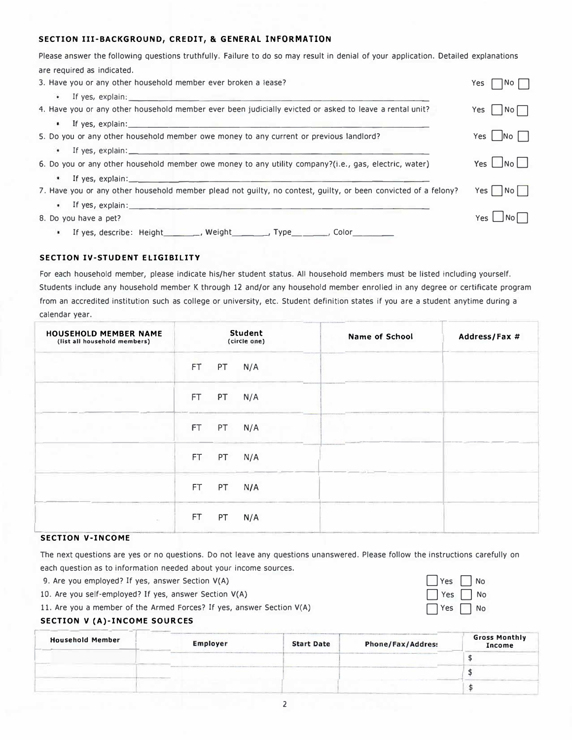### SECTION III-BACKGROUND, CREDIT, & GENERAL INFORMATION

Please answer the following questions truthfully. Failure to do so may result in denial of your application. Detailed explanations are required as indicated.

3. Have you or any other household member ever broken a lease? Yes ☐ No ☐
   - If yes, explain: ____________________
4. Have you or any other household member ever been judicially evicted or asked to leave a rental unit? Yes ☐ No ☐
   - If yes, explain: ____________________
5. Do you or any other household member owe money to any current or previous landlord? Yes ☐ No ☐
   - If yes, explain: ____________________
6. Do you or any other household member owe money to any utility company?(i.e., gas, electric, water) Yes ☐ No ☐
   - If yes, explain: ____________________
7. Have you or any other household member plead not guilty, no contest, guilty, or been convicted of a felony? Yes ☐ No ☐
   - If yes, explain: ____________________
8. Do you have a pet? Yes ☐ No ☐
   - If yes, describe: Height________, Weight________, Type________, Color________

### SECTION IV-STUDENT ELIGIBILITY

For each household member, please indicate his/her student status. All household members must be listed including yourself. Students include any household member K through 12 and/or any household member enrolled in any degree or certificate program from an accredited institution such as college or university, etc. Student definition states if you are a student anytime during a calendar year.

| HOUSEHOLD MEMBER NAME (list all household members) | Student (circle one) | Name of School | Address/Fax # |
|---|---|---|---|
| | FT PT N/A | | |
| | FT PT N/A | | |
| | FT PT N/A | | |
| | FT PT N/A | | |
| | FT PT N/A | | |
| | FT PT N/A | | |

### SECTION V-INCOME

The next questions are yes or no questions. Do not leave any questions unanswered. Please follow the instructions carefully on each question as to information needed about your income sources.

9. Are you employed? If yes, answer Section V(A) ☐ Yes ☐ No
10. Are you self-employed? If yes, answer Section V(A) ☐ Yes ☐ No
11. Are you a member of the Armed Forces? If yes, answer Section V(A) ☐ Yes ☐ No

### SECTION V (A)-INCOME SOURCES

| Household Member | Employer | Start Date | Phone/Fax/Address | Gross Monthly Income |
|---|---|---|---|---|
| | | | | $ |
| | | | | $ |
| | | | | $ |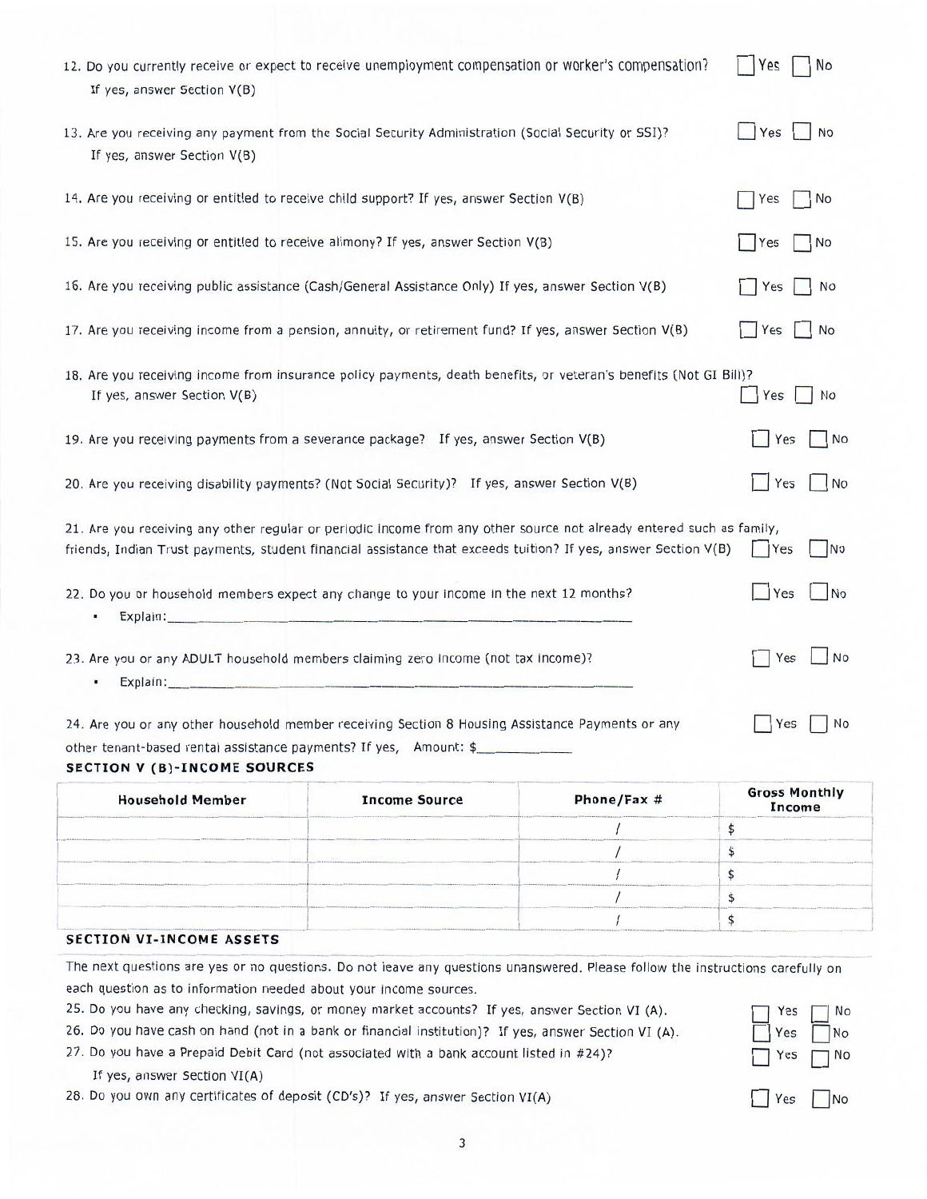12. Do you currently receive or expect to receive unemployment compensation or worker's compensation? ☐ Yes ☐ No
If yes, answer Section V(B)

13. Are you receiving any payment from the Social Security Administration (Social Security or SSI)? ☐ Yes ☐ No
If yes, answer Section V(B)

14. Are you receiving or entitled to receive child support? If yes, answer Section V(B) ☐ Yes ☐ No

15. Are you receiving or entitled to receive alimony? If yes, answer Section V(B) ☐ Yes ☐ No

16. Are you receiving public assistance (Cash/General Assistance Only) If yes, answer Section V(B) ☐ Yes ☐ No

17. Are you receiving income from a pension, annuity, or retirement fund? If yes, answer Section V(B) ☐ Yes ☐ No

18. Are you receiving income from insurance policy payments, death benefits, or veteran's benefits (Not GI Bill)?
If yes, answer Section V(B) ☐ Yes ☐ No

19. Are you receiving payments from a severance package? If yes, answer Section V(B) ☐ Yes ☐ No

20. Are you receiving disability payments? (Not Social Security)? If yes, answer Section V(B) ☐ Yes ☐ No

21. Are you receiving any other regular or periodic income from any other source not already entered such as family, friends, Indian Trust payments, student financial assistance that exceeds tuition? If yes, answer Section V(B) ☐ Yes ☐ No

22. Do you or household members expect any change to your income in the next 12 months? ☐ Yes ☐ No
- Explain:____________________________________________

23. Are you or any ADULT household members claiming zero income (not tax income)? ☐ Yes ☐ No
- Explain:____________________________________________

24. Are you or any other household member receiving Section 8 Housing Assistance Payments or any other tenant-based rental assistance payments? If yes, Amount: $__________ ☐ Yes ☐ No

## SECTION V (B)-INCOME SOURCES

| Household Member | Income Source | Phone/Fax # | Gross Monthly Income |
|---|---|---|---|
| | | / | $ |
| | | / | $ |
| | | / | $ |
| | | / | $ |
| | | / | $ |

## SECTION VI-INCOME ASSETS

The next questions are yes or no questions. Do not leave any questions unanswered. Please follow the instructions carefully on each question as to information needed about your income sources.

25. Do you have any checking, savings, or money market accounts? If yes, answer Section VI (A). ☐ Yes ☐ No
26. Do you have cash on hand (not in a bank or financial institution)? If yes, answer Section VI (A). ☐ Yes ☐ No
27. Do you have a Prepaid Debit Card (not associated with a bank account listed in #24)? ☐ Yes ☐ No
If yes, answer Section VI(A)
28. Do you own any certificates of deposit (CD's)? If yes, answer Section VI(A) ☐ Yes ☐ No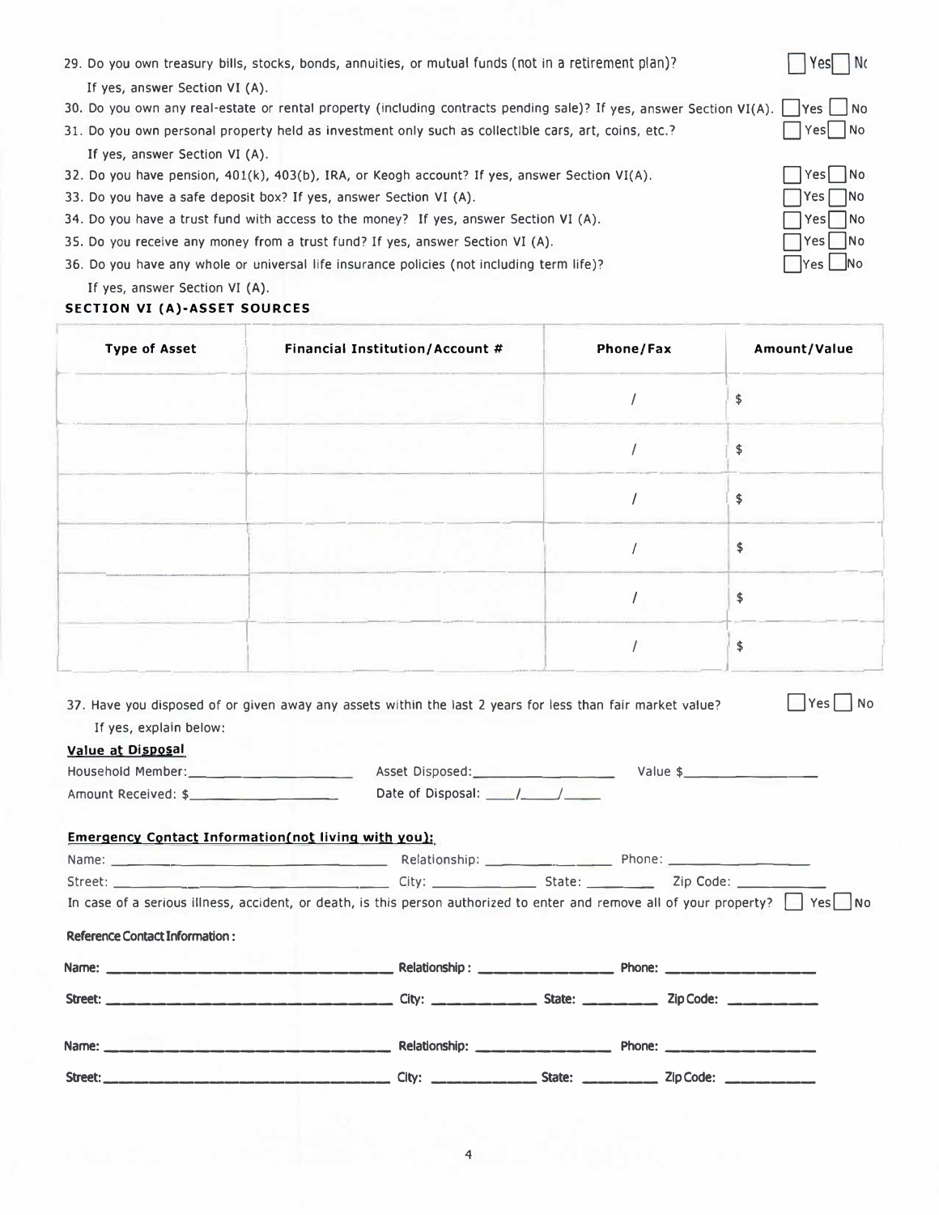29. Do you own treasury bills, stocks, bonds, annuities, or mutual funds (not in a retirement plan)? ☐ Yes ☐ No
    If yes, answer Section VI (A).
30. Do you own any real-estate or rental property (including contracts pending sale)? If yes, answer Section VI(A). ☐ Yes ☐ No
31. Do you own personal property held as investment only such as collectible cars, art, coins, etc.? ☐ Yes ☐ No
    If yes, answer Section VI (A).
32. Do you have pension, 401(k), 403(b), IRA, or Keogh account? If yes, answer Section VI(A). ☐ Yes ☐ No
33. Do you have a safe deposit box? If yes, answer Section VI (A). ☐ Yes ☐ No
34. Do you have a trust fund with access to the money? If yes, answer Section VI (A). ☐ Yes ☐ No
35. Do you receive any money from a trust fund? If yes, answer Section VI (A). ☐ Yes ☐ No
36. Do you have any whole or universal life insurance policies (not including term life)? ☐ Yes ☐ No
    If yes, answer Section VI (A).

### SECTION VI (A)-ASSET SOURCES

| Type of Asset | Financial Institution/Account # | Phone/Fax | Amount/Value |
|---|---|---|---|
| | | / | $ |
| | | / | $ |
| | | / | $ |
| | | / | $ |
| | | / | $ |
| | | / | $ |

37. Have you disposed of or given away any assets within the last 2 years for less than fair market value? ☐ Yes ☐ No
    If yes, explain below:

**Value at Disposal**

Household Member:____________________ Asset Disposed:__________________ Value $________________

Amount Received: $__________________ Date of Disposal: ____/____/____

**Emergency Contact Information(not living with you):**

Name: ________________________________ Relationship: ______________ Phone: ________________

Street: ________________________________ City: ____________ State: ________ Zip Code: ___________

In case of a serious illness, accident, or death, is this person authorized to enter and remove all of your property? ☐ Yes ☐ No

**Reference Contact Information:**

Name: ________________________________ Relationship: ______________ Phone: ________________

Street: ________________________________ City: ____________ State: ________ Zip Code: ___________

Name: ________________________________ Relationship: ______________ Phone: ________________

Street: ________________________________ City: ____________ State: ________ Zip Code: ___________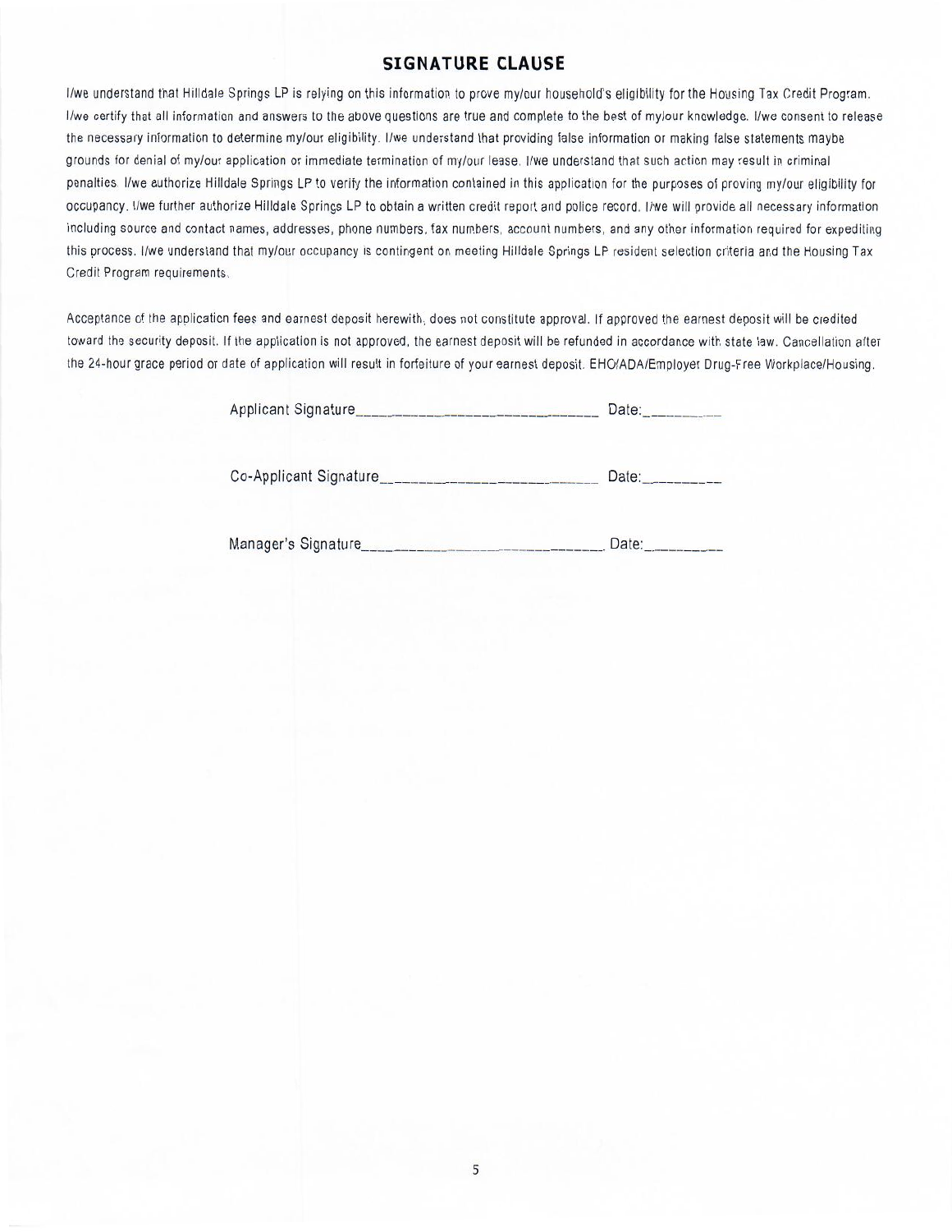## SIGNATURE CLAUSE

I/we understand that Hilldale Springs LP is relying on this information to prove my/our household's eligibility for the Housing Tax Credit Program. I/we certify that all information and answers to the above questions are true and complete to the best of my/our knowledge. I/we consent to release the necessary information to determine my/our eligibility. I/we understand that providing false information or making false statements maybe grounds for denial of my/our application or immediate termination of my/our lease. I/we understand that such action may result in criminal penalties. I/we authorize Hilldale Springs LP to verify the information contained in this application for the purposes of proving my/our eligibility for occupancy. I/we further authorize Hilldale Springs LP to obtain a written credit report and police record. I/we will provide all necessary information including source and contact names, addresses, phone numbers, fax numbers, account numbers, and any other information required for expediting this process. I/we understand that my/our occupancy is contingent on meeting Hilldale Springs LP resident selection criteria and the Housing Tax Credit Program requirements.

Acceptance of the application fees and earnest deposit herewith, does not constitute approval. If approved the earnest deposit will be credited toward the security deposit. If the application is not approved, the earnest deposit will be refunded in accordance with state law. Cancellation after the 24-hour grace period or date of application will result in forfeiture of your earnest deposit. EHO/ADA/Employer Drug-Free Workplace/Housing.

Applicant Signature___________________________ Date:__________

Co-Applicant Signature___________________________ Date:__________

Manager's Signature___________________________ Date:__________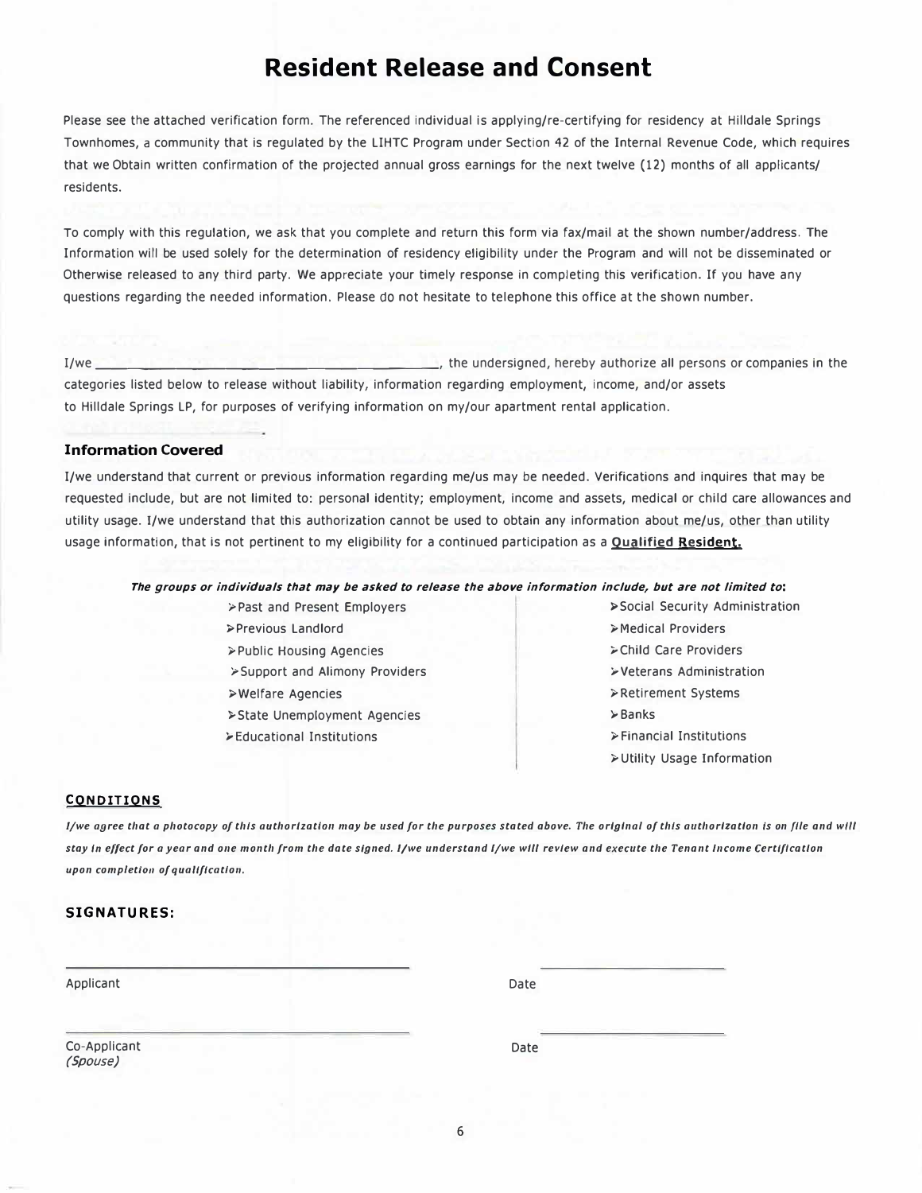# Resident Release and Consent

Please see the attached verification form. The referenced individual is applying/re-certifying for residency at Hilldale Springs Townhomes, a community that is regulated by the LIHTC Program under Section 42 of the Internal Revenue Code, which requires that we Obtain written confirmation of the projected annual gross earnings for the next twelve (12) months of all applicants/ residents.

To comply with this regulation, we ask that you complete and return this form via fax/mail at the shown number/address. The Information will be used solely for the determination of residency eligibility under the Program and will not be disseminated or Otherwise released to any third party. We appreciate your timely response in completing this verification. If you have any questions regarding the needed information. Please do not hesitate to telephone this office at the shown number.

I/we ______________________________________, the undersigned, hereby authorize all persons or companies in the categories listed below to release without liability, information regarding employment, income, and/or assets to Hilldale Springs LP, for purposes of verifying information on my/our apartment rental application.

### Information Covered

I/we understand that current or previous information regarding me/us may be needed. Verifications and inquires that may be requested include, but are not limited to: personal identity; employment, income and assets, medical or child care allowances and utility usage. I/we understand that this authorization cannot be used to obtain any information about me/us, other than utility usage information, that is not pertinent to my eligibility for a continued participation as a **Qualified Resident.**

***The groups or individuals that may be asked to release the above information include, but are not limited to:***

- Past and Present Employers
- Previous Landlord
- Public Housing Agencies
- Support and Alimony Providers
- Welfare Agencies
- State Unemployment Agencies
- Educational Institutions
- Social Security Administration
- Medical Providers
- Child Care Providers
- Veterans Administration
- Retirement Systems
- Banks
- Financial Institutions
- Utility Usage Information

### CONDITIONS

*I/we agree that a photocopy of this authorization may be used for the purposes stated above. The original of this authorization is on file and will stay in effect for a year and one month from the date signed. I/we understand I/we will review and execute the Tenant Income Certification upon completion of qualification.*

### SIGNATURES:

______________________________ ______________

Applicant Date

______________________________ ______________

Co-Applicant *(Spouse)* Date